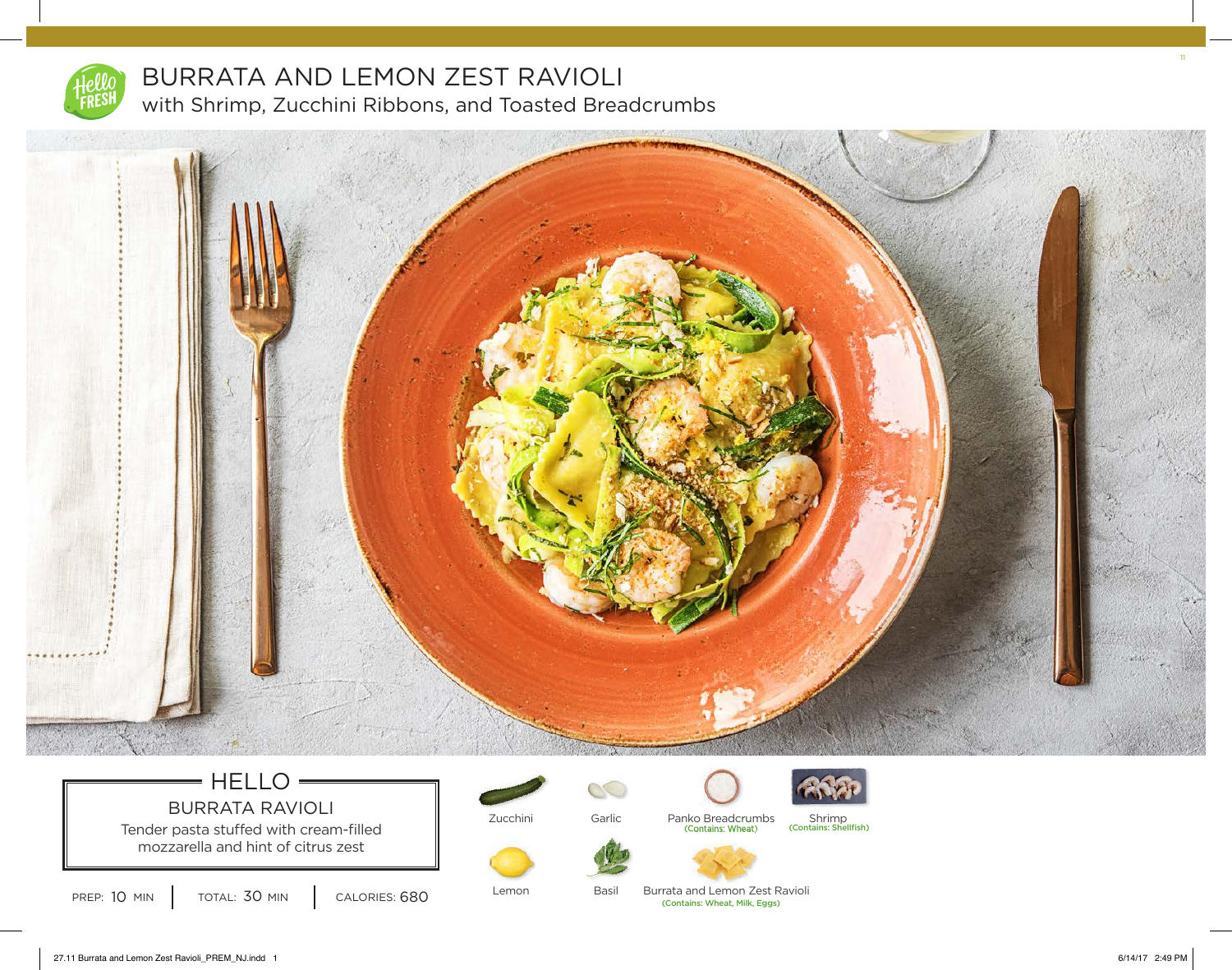# BURRATA AND LEMON ZEST RAVIOLI

## with Shrimp, Zucchini Ribbons, and Toasted Breadcrumbs

### HELLO

**BURRATA RAVIOLI**

Tender pasta stuffed with cream-filled mozzarella and hint of citrus zest

PREP: 10 MIN | TOTAL: 30 MIN | CALORIES: 680

- Zucchini
- Garlic
- Panko Breadcrumbs (Contains: Wheat)
- Shrimp (Contains: Shellfish)
- Lemon
- Basil
- Burrata and Lemon Zest Ravioli (Contains: Wheat, Milk, Eggs)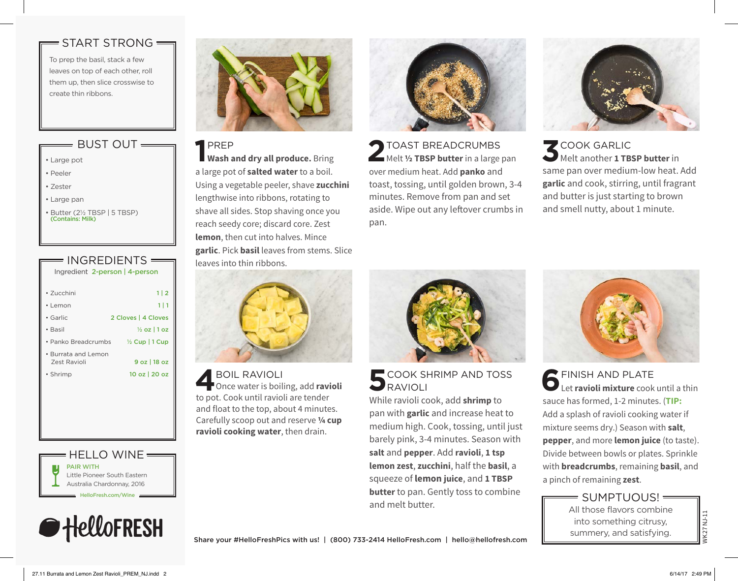## START STRONG

To prep the basil, stack a few leaves on top of each other, roll them up, then slice crosswise to create thin ribbons.

## BUST OUT

- Large pot
- Peeler
- Zester
- Large pan
- Butter (2½ TBSP | 5 TBSP) (Contains: Milk)

## INGREDIENTS

| Ingredient | 2-person \| 4-person |
|---|---|
| Zucchini | 1 \| 2 |
| Lemon | 1 \| 1 |
| Garlic | 2 Cloves \| 4 Cloves |
| Basil | ½ oz \| 1 oz |
| Panko Breadcrumbs | ½ Cup \| 1 Cup |
| Burrata and Lemon Zest Ravioli | 9 oz \| 18 oz |
| Shrimp | 10 oz \| 20 oz |

## HELLO WINE

PAIR WITH
Little Pioneer South Eastern Australia Chardonnay, 2016

HelloFresh.com/Wine

HelloFRESH

## 1 PREP

**Wash and dry all produce.** Bring a large pot of **salted water** to a boil. Using a vegetable peeler, shave **zucchini** lengthwise into ribbons, rotating to shave all sides. Stop shaving once you reach seedy core; discard core. Zest **lemon**, then cut into halves. Mince **garlic**. Pick **basil** leaves from stems. Slice leaves into thin ribbons.

## 2 TOAST BREADCRUMBS

Melt **½ TBSP butter** in a large pan over medium heat. Add **panko** and toast, tossing, until golden brown, 3-4 minutes. Remove from pan and set aside. Wipe out any leftover crumbs in pan.

## 3 COOK GARLIC

Melt another **1 TBSP butter** in same pan over medium-low heat. Add **garlic** and cook, stirring, until fragrant and butter is just starting to brown and smell nutty, about 1 minute.

## 4 BOIL RAVIOLI

Once water is boiling, add **ravioli** to pot. Cook until ravioli are tender and float to the top, about 4 minutes. Carefully scoop out and reserve **¼ cup ravioli cooking water**, then drain.

## 5 COOK SHRIMP AND TOSS RAVIOLI

While ravioli cook, add **shrimp** to pan with **garlic** and increase heat to medium high. Cook, tossing, until just barely pink, 3-4 minutes. Season with **salt** and **pepper**. Add **ravioli**, **1 tsp lemon zest**, **zucchini**, half the **basil**, a squeeze of **lemon juice**, and **1 TBSP butter** to pan. Gently toss to combine and melt butter.

## 6 FINISH AND PLATE

Let **ravioli mixture** cook until a thin sauce has formed, 1-2 minutes. (**TIP:** Add a splash of ravioli cooking water if mixture seems dry.) Season with **salt**, **pepper**, and more **lemon juice** (to taste). Divide between bowls or plates. Sprinkle with **breadcrumbs**, remaining **basil**, and a pinch of remaining **zest**.

## SUMPTUOUS!

All those flavors combine into something citrusy, summery, and satisfying.

Share your #HelloFreshPics with us! | (800) 733-2414 HelloFresh.com | hello@hellofresh.com

WK27 NJ-11